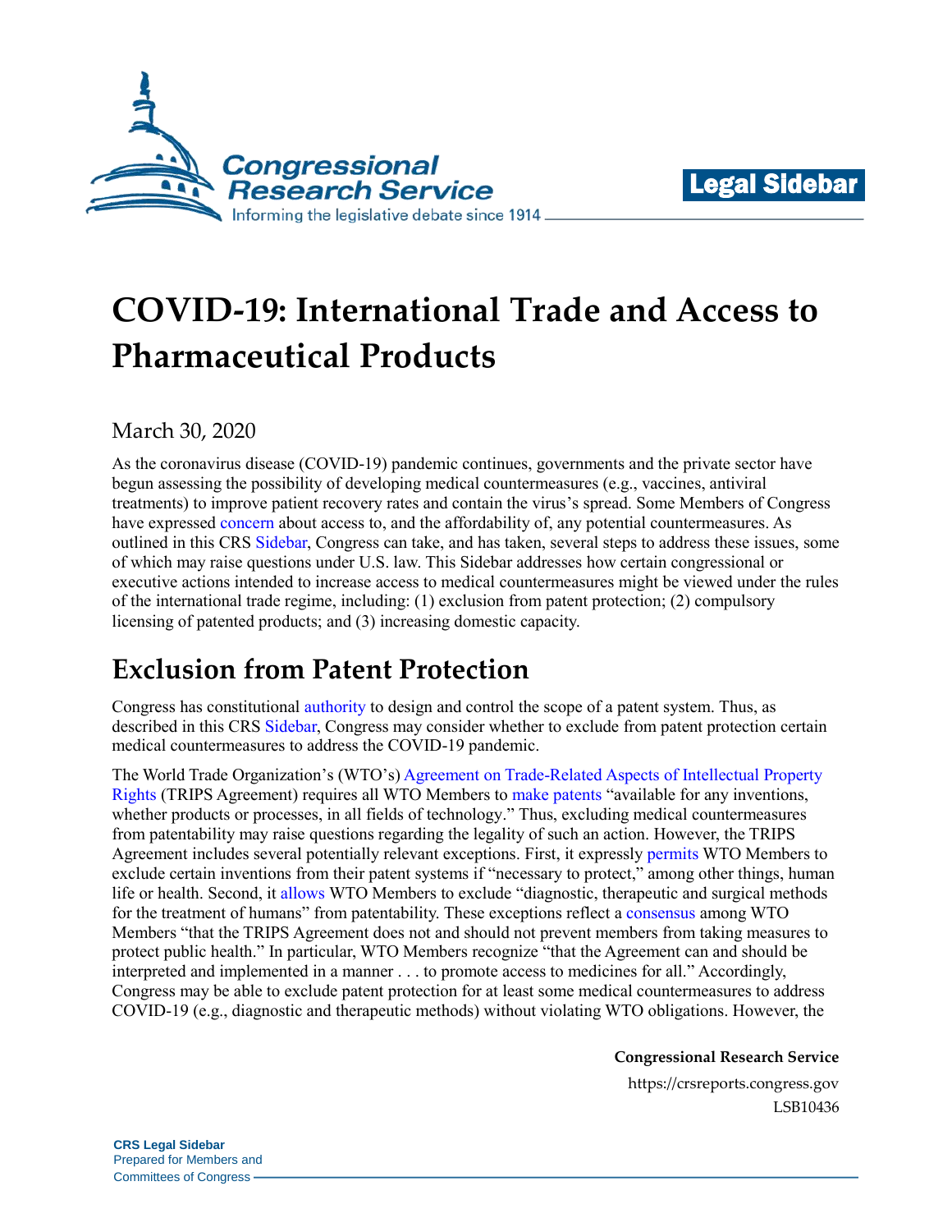# COVID-19: International Trade and Access to Pharmaceutical Products

March 30, 2020

As the coronavirus disease (COVID-19) pandemic continues, governments and the private sector have begun assessing the possibility of developing medical countermeasures (e.g., vaccines, antiviral treatments) to improve patient recovery rates and contain the virus's spread. Some Members of Congress have expressed concern about access to, and the affordability of, any potential countermeasures. As outlined in this CRS Sidebar, Congress can take, and has taken, several steps to address these issues, some of which may raise questions under U.S. law. This Sidebar addresses how certain congressional or executive actions intended to increase access to medical countermeasures might be viewed under the rules of the international trade regime, including: (1) exclusion from patent protection; (2) compulsory licensing of patented products; and (3) increasing domestic capacity.

## Exclusion from Patent Protection

Congress has constitutional authority to design and control the scope of a patent system. Thus, as described in this CRS Sidebar, Congress may consider whether to exclude from patent protection certain medical countermeasures to address the COVID-19 pandemic.

The World Trade Organization's (WTO's) Agreement on Trade-Related Aspects of Intellectual Property Rights (TRIPS Agreement) requires all WTO Members to make patents "available for any inventions, whether products or processes, in all fields of technology." Thus, excluding medical countermeasures from patentability may raise questions regarding the legality of such an action. However, the TRIPS Agreement includes several potentially relevant exceptions. First, it expressly permits WTO Members to exclude certain inventions from their patent systems if "necessary to protect," among other things, human life or health. Second, it allows WTO Members to exclude "diagnostic, therapeutic and surgical methods for the treatment of humans" from patentability. These exceptions reflect a consensus among WTO Members "that the TRIPS Agreement does not and should not prevent members from taking measures to protect public health." In particular, WTO Members recognize "that the Agreement can and should be interpreted and implemented in a manner . . . to promote access to medicines for all." Accordingly, Congress may be able to exclude patent protection for at least some medical countermeasures to address COVID-19 (e.g., diagnostic and therapeutic methods) without violating WTO obligations. However, the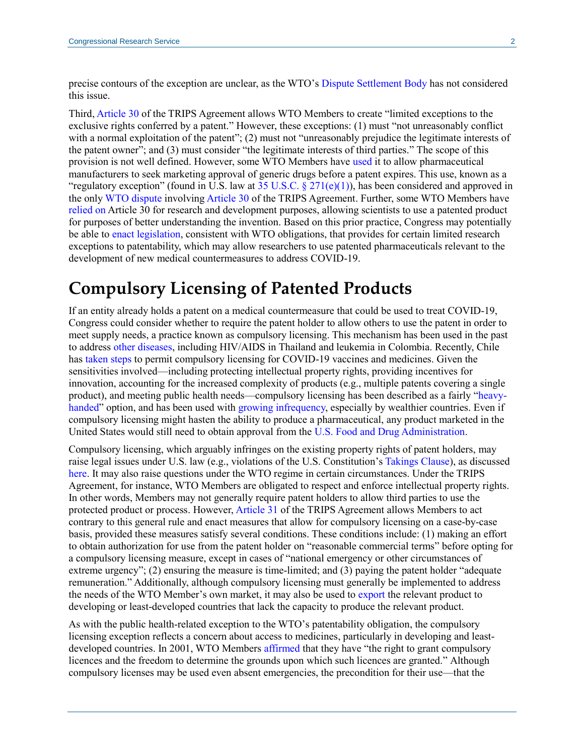precise contours of the exception are unclear, as the WTO's Dispute Settlement Body has not considered this issue.

Third, Article 30 of the TRIPS Agreement allows WTO Members to create "limited exceptions to the exclusive rights conferred by a patent." However, these exceptions: (1) must "not unreasonably conflict with a normal exploitation of the patent"; (2) must not "unreasonably prejudice the legitimate interests of the patent owner"; and (3) must consider "the legitimate interests of third parties." The scope of this provision is not well defined. However, some WTO Members have used it to allow pharmaceutical manufacturers to seek marketing approval of generic drugs before a patent expires. This use, known as a "regulatory exception" (found in U.S. law at 35 U.S.C. § 271(e)(1)), has been considered and approved in the only WTO dispute involving Article 30 of the TRIPS Agreement. Further, some WTO Members have relied on Article 30 for research and development purposes, allowing scientists to use a patented product for purposes of better understanding the invention. Based on this prior practice, Congress may potentially be able to enact legislation, consistent with WTO obligations, that provides for certain limited research exceptions to patentability, which may allow researchers to use patented pharmaceuticals relevant to the development of new medical countermeasures to address COVID-19.

# Compulsory Licensing of Patented Products

If an entity already holds a patent on a medical countermeasure that could be used to treat COVID-19, Congress could consider whether to require the patent holder to allow others to use the patent in order to meet supply needs, a practice known as compulsory licensing. This mechanism has been used in the past to address other diseases, including HIV/AIDS in Thailand and leukemia in Colombia. Recently, Chile has taken steps to permit compulsory licensing for COVID-19 vaccines and medicines. Given the sensitivities involved—including protecting intellectual property rights, providing incentives for innovation, accounting for the increased complexity of products (e.g., multiple patents covering a single product), and meeting public health needs—compulsory licensing has been described as a fairly "heavy-handed" option, and has been used with growing infrequency, especially by wealthier countries. Even if compulsory licensing might hasten the ability to produce a pharmaceutical, any product marketed in the United States would still need to obtain approval from the U.S. Food and Drug Administration.

Compulsory licensing, which arguably infringes on the existing property rights of patent holders, may raise legal issues under U.S. law (e.g., violations of the U.S. Constitution's Takings Clause), as discussed here. It may also raise questions under the WTO regime in certain circumstances. Under the TRIPS Agreement, for instance, WTO Members are obligated to respect and enforce intellectual property rights. In other words, Members may not generally require patent holders to allow third parties to use the protected product or process. However, Article 31 of the TRIPS Agreement allows Members to act contrary to this general rule and enact measures that allow for compulsory licensing on a case-by-case basis, provided these measures satisfy several conditions. These conditions include: (1) making an effort to obtain authorization for use from the patent holder on "reasonable commercial terms" before opting for a compulsory licensing measure, except in cases of "national emergency or other circumstances of extreme urgency"; (2) ensuring the measure is time-limited; and (3) paying the patent holder "adequate remuneration." Additionally, although compulsory licensing must generally be implemented to address the needs of the WTO Member's own market, it may also be used to export the relevant product to developing or least-developed countries that lack the capacity to produce the relevant product.

As with the public health-related exception to the WTO's patentability obligation, the compulsory licensing exception reflects a concern about access to medicines, particularly in developing and least-developed countries. In 2001, WTO Members affirmed that they have "the right to grant compulsory licences and the freedom to determine the grounds upon which such licences are granted." Although compulsory licenses may be used even absent emergencies, the precondition for their use—that the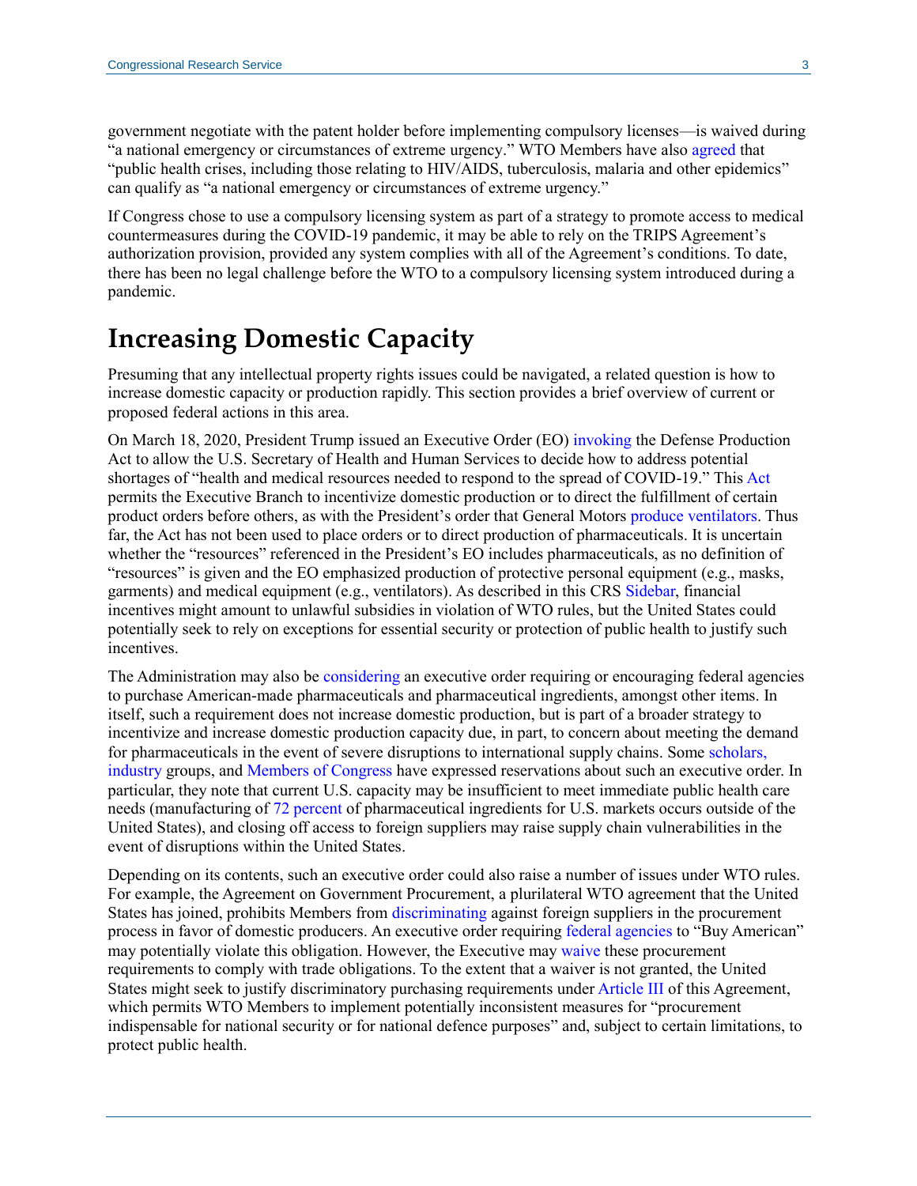government negotiate with the patent holder before implementing compulsory licenses—is waived during "a national emergency or circumstances of extreme urgency." WTO Members have also agreed that "public health crises, including those relating to HIV/AIDS, tuberculosis, malaria and other epidemics" can qualify as "a national emergency or circumstances of extreme urgency."

If Congress chose to use a compulsory licensing system as part of a strategy to promote access to medical countermeasures during the COVID-19 pandemic, it may be able to rely on the TRIPS Agreement's authorization provision, provided any system complies with all of the Agreement's conditions. To date, there has been no legal challenge before the WTO to a compulsory licensing system introduced during a pandemic.

## Increasing Domestic Capacity

Presuming that any intellectual property rights issues could be navigated, a related question is how to increase domestic capacity or production rapidly. This section provides a brief overview of current or proposed federal actions in this area.

On March 18, 2020, President Trump issued an Executive Order (EO) invoking the Defense Production Act to allow the U.S. Secretary of Health and Human Services to decide how to address potential shortages of "health and medical resources needed to respond to the spread of COVID-19." This Act permits the Executive Branch to incentivize domestic production or to direct the fulfillment of certain product orders before others, as with the President's order that General Motors produce ventilators. Thus far, the Act has not been used to place orders or to direct production of pharmaceuticals. It is uncertain whether the "resources" referenced in the President's EO includes pharmaceuticals, as no definition of "resources" is given and the EO emphasized production of protective personal equipment (e.g., masks, garments) and medical equipment (e.g., ventilators). As described in this CRS Sidebar, financial incentives might amount to unlawful subsidies in violation of WTO rules, but the United States could potentially seek to rely on exceptions for essential security or protection of public health to justify such incentives.

The Administration may also be considering an executive order requiring or encouraging federal agencies to purchase American-made pharmaceuticals and pharmaceutical ingredients, amongst other items. In itself, such a requirement does not increase domestic production, but is part of a broader strategy to incentivize and increase domestic production capacity due, in part, to concern about meeting the demand for pharmaceuticals in the event of severe disruptions to international supply chains. Some scholars, industry groups, and Members of Congress have expressed reservations about such an executive order. In particular, they note that current U.S. capacity may be insufficient to meet immediate public health care needs (manufacturing of 72 percent of pharmaceutical ingredients for U.S. markets occurs outside of the United States), and closing off access to foreign suppliers may raise supply chain vulnerabilities in the event of disruptions within the United States.

Depending on its contents, such an executive order could also raise a number of issues under WTO rules. For example, the Agreement on Government Procurement, a plurilateral WTO agreement that the United States has joined, prohibits Members from discriminating against foreign suppliers in the procurement process in favor of domestic producers. An executive order requiring federal agencies to "Buy American" may potentially violate this obligation. However, the Executive may waive these procurement requirements to comply with trade obligations. To the extent that a waiver is not granted, the United States might seek to justify discriminatory purchasing requirements under Article III of this Agreement, which permits WTO Members to implement potentially inconsistent measures for "procurement indispensable for national security or for national defence purposes" and, subject to certain limitations, to protect public health.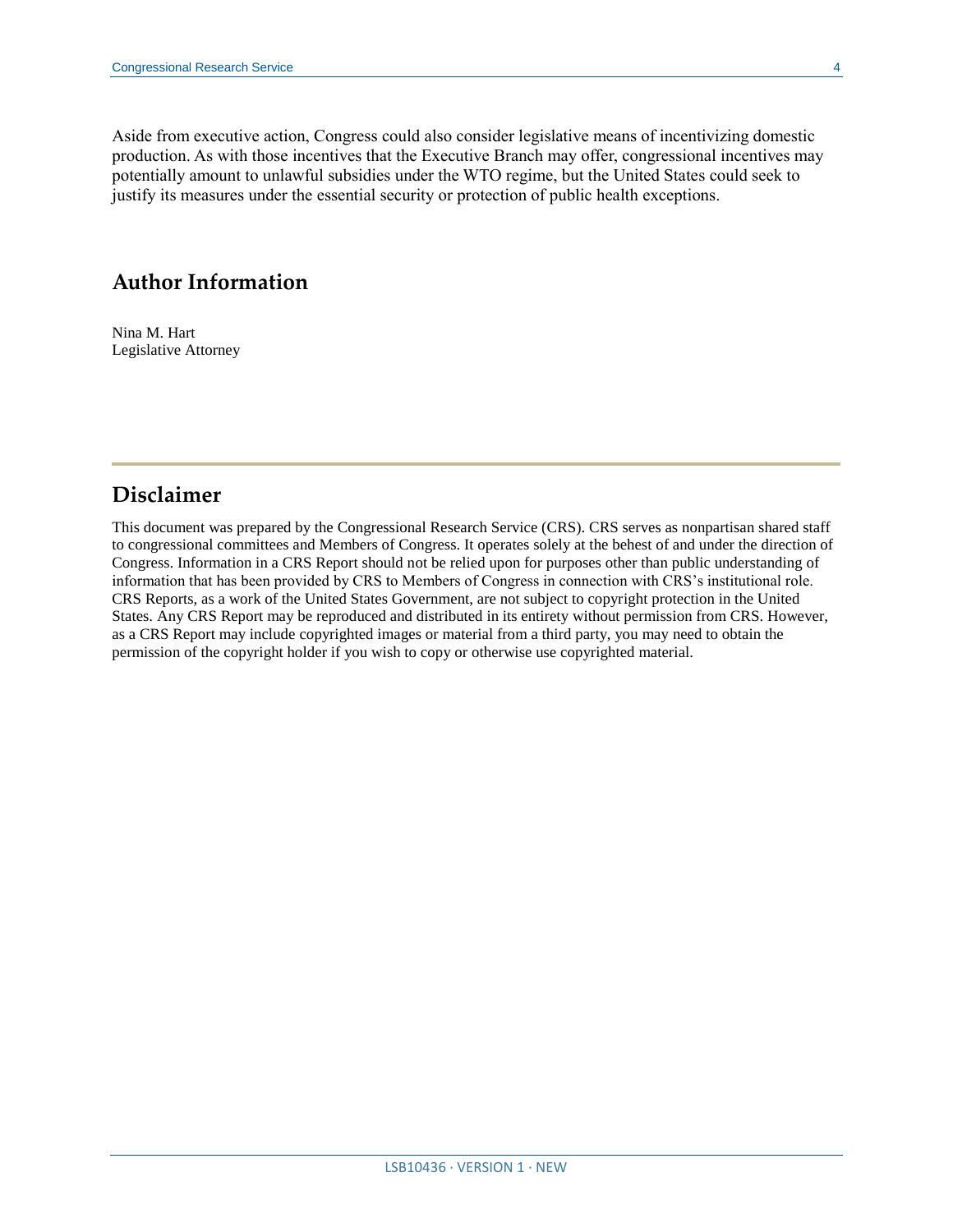Aside from executive action, Congress could also consider legislative means of incentivizing domestic production. As with those incentives that the Executive Branch may offer, congressional incentives may potentially amount to unlawful subsidies under the WTO regime, but the United States could seek to justify its measures under the essential security or protection of public health exceptions.

## Author Information

Nina M. Hart
Legislative Attorney

## Disclaimer

This document was prepared by the Congressional Research Service (CRS). CRS serves as nonpartisan shared staff to congressional committees and Members of Congress. It operates solely at the behest of and under the direction of Congress. Information in a CRS Report should not be relied upon for purposes other than public understanding of information that has been provided by CRS to Members of Congress in connection with CRS's institutional role. CRS Reports, as a work of the United States Government, are not subject to copyright protection in the United States. Any CRS Report may be reproduced and distributed in its entirety without permission from CRS. However, as a CRS Report may include copyrighted images or material from a third party, you may need to obtain the permission of the copyright holder if you wish to copy or otherwise use copyrighted material.